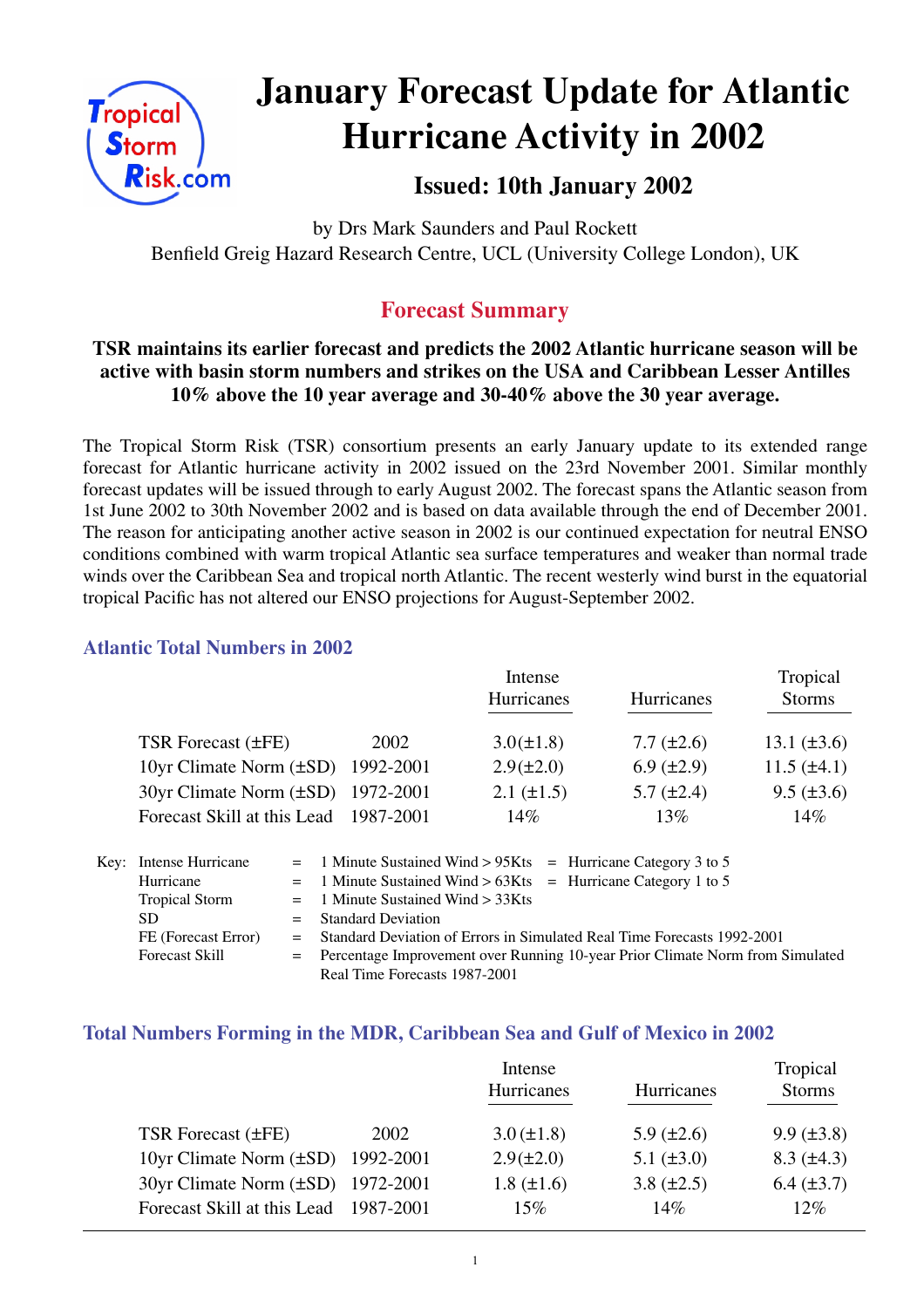# January Forecast Update for Atlantic Hurricane Activity in 2002

### Issued: 10th January 2002

by Drs Mark Saunders and Paul Rockett
Benfield Greig Hazard Research Centre, UCL (University College London), UK

## Forecast Summary

**TSR maintains its earlier forecast and predicts the 2002 Atlantic hurricane season will be active with basin storm numbers and strikes on the USA and Caribbean Lesser Antilles 10% above the 10 year average and 30-40% above the 30 year average.**

The Tropical Storm Risk (TSR) consortium presents an early January update to its extended range forecast for Atlantic hurricane activity in 2002 issued on the 23rd November 2001. Similar monthly forecast updates will be issued through to early August 2002. The forecast spans the Atlantic season from 1st June 2002 to 30th November 2002 and is based on data available through the end of December 2001. The reason for anticipating another active season in 2002 is our continued expectation for neutral ENSO conditions combined with warm tropical Atlantic sea surface temperatures and weaker than normal trade winds over the Caribbean Sea and tropical north Atlantic. The recent westerly wind burst in the equatorial tropical Pacific has not altered our ENSO projections for August-September 2002.

### Atlantic Total Numbers in 2002

| | | Intense Hurricanes | Hurricanes | Tropical Storms |
|---|---|---|---|---|
| TSR Forecast (±FE) | 2002 | 3.0(±1.8) | 7.7 (±2.6) | 13.1 (±3.6) |
| 10yr Climate Norm (±SD) | 1992-2001 | 2.9(±2.0) | 6.9 (±2.9) | 11.5 (±4.1) |
| 30yr Climate Norm (±SD) | 1972-2001 | 2.1 (±1.5) | 5.7 (±2.4) | 9.5 (±3.6) |
| Forecast Skill at this Lead | 1987-2001 | 14% | 13% | 14% |

Key:
- Intense Hurricane = 1 Minute Sustained Wind > 95Kts = Hurricane Category 3 to 5
- Hurricane = 1 Minute Sustained Wind > 63Kts = Hurricane Category 1 to 5
- Tropical Storm = 1 Minute Sustained Wind > 33Kts
- SD = Standard Deviation
- FE (Forecast Error) = Standard Deviation of Errors in Simulated Real Time Forecasts 1992-2001
- Forecast Skill = Percentage Improvement over Running 10-year Prior Climate Norm from Simulated Real Time Forecasts 1987-2001

### Total Numbers Forming in the MDR, Caribbean Sea and Gulf of Mexico in 2002

| | | Intense Hurricanes | Hurricanes | Tropical Storms |
|---|---|---|---|---|
| TSR Forecast (±FE) | 2002 | 3.0 (±1.8) | 5.9 (±2.6) | 9.9 (±3.8) |
| 10yr Climate Norm (±SD) | 1992-2001 | 2.9(±2.0) | 5.1 (±3.0) | 8.3 (±4.3) |
| 30yr Climate Norm (±SD) | 1972-2001 | 1.8 (±1.6) | 3.8 (±2.5) | 6.4 (±3.7) |
| Forecast Skill at this Lead | 1987-2001 | 15% | 14% | 12% |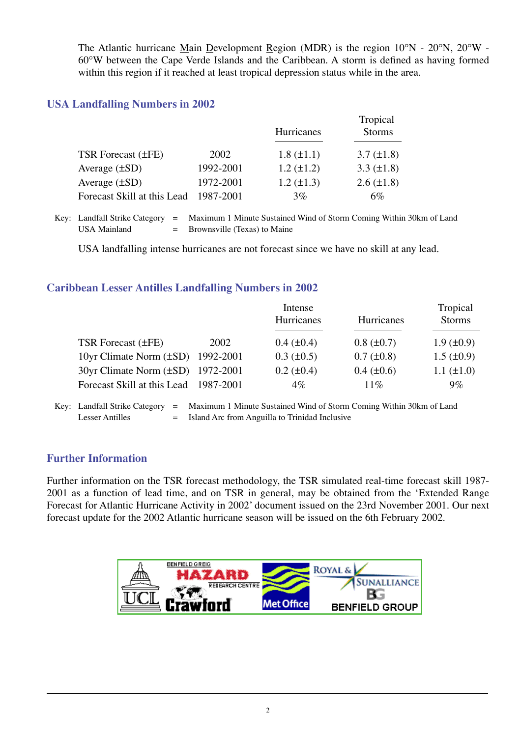The Atlantic hurricane Main Development Region (MDR) is the region 10°N - 20°N, 20°W - 60°W between the Cape Verde Islands and the Caribbean. A storm is defined as having formed within this region if it reached at least tropical depression status while in the area.

## USA Landfalling Numbers in 2002

| | | Hurricanes | Tropical Storms |
|---|---|---|---|
| TSR Forecast (±FE) | 2002 | 1.8 (±1.1) | 3.7 (±1.8) |
| Average (±SD) | 1992-2001 | 1.2 (±1.2) | 3.3 (±1.8) |
| Average (±SD) | 1972-2001 | 1.2 (±1.3) | 2.6 (±1.8) |
| Forecast Skill at this Lead | 1987-2001 | 3% | 6% |

Key: Landfall Strike Category = Maximum 1 Minute Sustained Wind of Storm Coming Within 30km of Land
USA Mainland = Brownsville (Texas) to Maine

USA landfalling intense hurricanes are not forecast since we have no skill at any lead.

## Caribbean Lesser Antilles Landfalling Numbers in 2002

| | | Intense Hurricanes | Hurricanes | Tropical Storms |
|---|---|---|---|---|
| TSR Forecast (±FE) | 2002 | 0.4 (±0.4) | 0.8 (±0.7) | 1.9 (±0.9) |
| 10yr Climate Norm (±SD) | 1992-2001 | 0.3 (±0.5) | 0.7 (±0.8) | 1.5 (±0.9) |
| 30yr Climate Norm (±SD) | 1972-2001 | 0.2 (±0.4) | 0.4 (±0.6) | 1.1 (±1.0) |
| Forecast Skill at this Lead | 1987-2001 | 4% | 11% | 9% |

Key: Landfall Strike Category = Maximum 1 Minute Sustained Wind of Storm Coming Within 30km of Land
Lesser Antilles = Island Arc from Anguilla to Trinidad Inclusive

## Further Information

Further information on the TSR forecast methodology, the TSR simulated real-time forecast skill 1987-2001 as a function of lead time, and on TSR in general, may be obtained from the 'Extended Range Forecast for Atlantic Hurricane Activity in 2002' document issued on the 23rd November 2001. Our next forecast update for the 2002 Atlantic hurricane season will be issued on the 6th February 2002.

UCL | Benfield Greig Hazard Research Centre | Crawford | Met Office | Royal & SunAlliance | BG Benfield Group